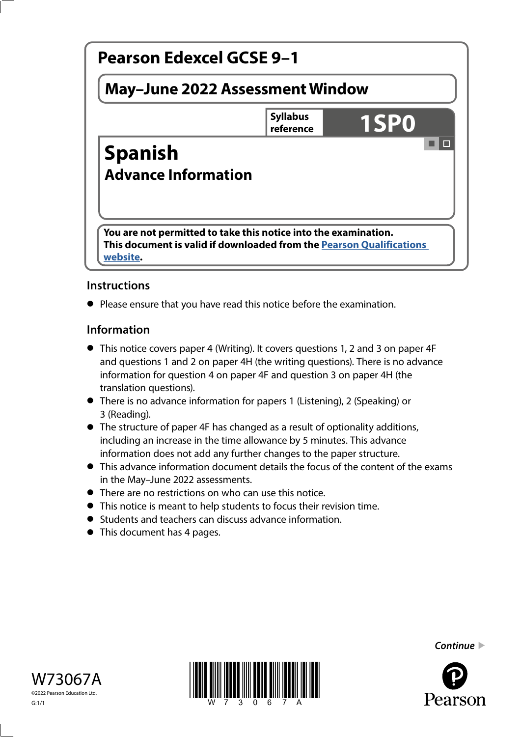# Pearson Edexcel GCSE 9–1

## May–June 2022 Assessment Window

Syllabus reference **1SP0**

# Spanish

## Advance Information

**You are not permitted to take this notice into the examination.**
**This document is valid if downloaded from the Pearson Qualifications website.**

### Instructions

- Please ensure that you have read this notice before the examination.

### Information

- This notice covers paper 4 (Writing). It covers questions 1, 2 and 3 on paper 4F and questions 1 and 2 on paper 4H (the writing questions). There is no advance information for question 4 on paper 4F and question 3 on paper 4H (the translation questions).
- There is no advance information for papers 1 (Listening), 2 (Speaking) or 3 (Reading).
- The structure of paper 4F has changed as a result of optionality additions, including an increase in the time allowance by 5 minutes. This advance information does not add any further changes to the paper structure.
- This advance information document details the focus of the content of the exams in the May–June 2022 assessments.
- There are no restrictions on who can use this notice.
- This notice is meant to help students to focus their revision time.
- Students and teachers can discuss advance information.
- This document has 4 pages.

*Continue*

W73067A

©2022 Pearson Education Ltd.

G:1/1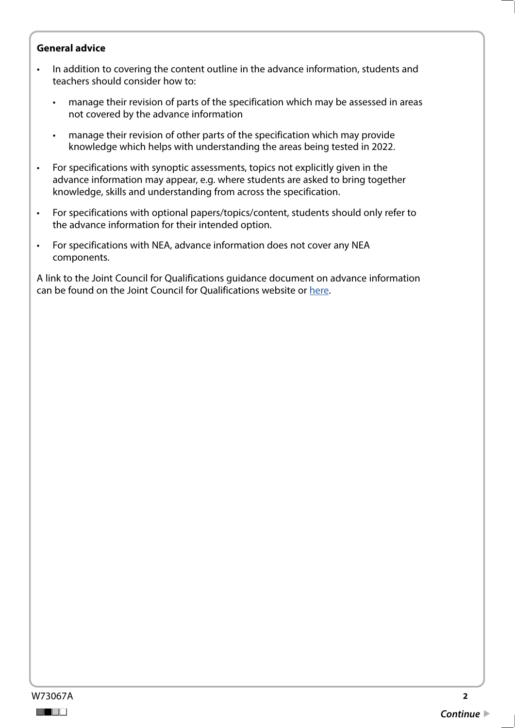**General advice**

- In addition to covering the content outline in the advance information, students and teachers should consider how to:
  - manage their revision of parts of the specification which may be assessed in areas not covered by the advance information
  - manage their revision of other parts of the specification which may provide knowledge which helps with understanding the areas being tested in 2022.
- For specifications with synoptic assessments, topics not explicitly given in the advance information may appear, e.g. where students are asked to bring together knowledge, skills and understanding from across the specification.
- For specifications with optional papers/topics/content, students should only refer to the advance information for their intended option.
- For specifications with NEA, advance information does not cover any NEA components.

A link to the Joint Council for Qualifications guidance document on advance information can be found on the Joint Council for Qualifications website or here.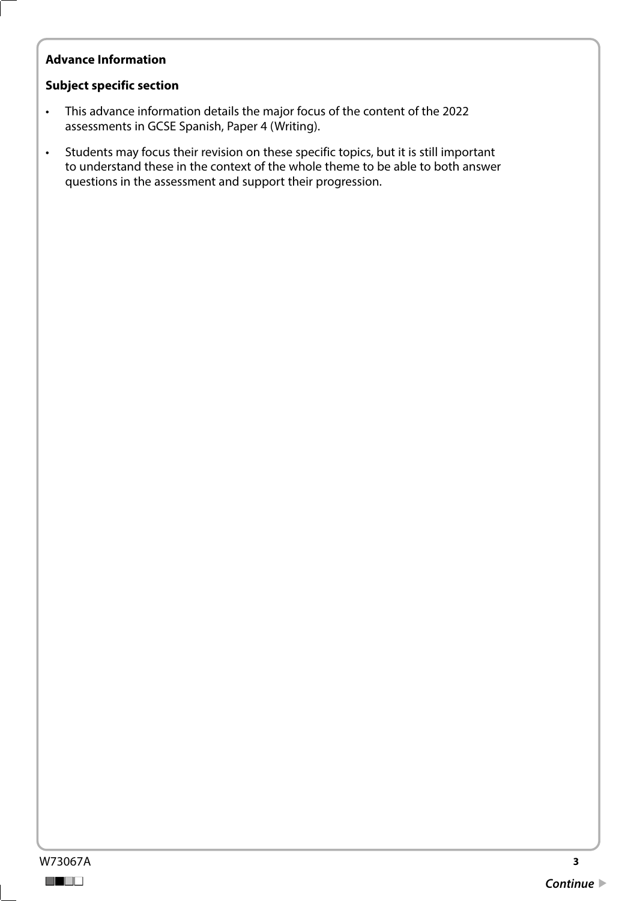**Advance Information**

**Subject specific section**

- This advance information details the major focus of the content of the 2022 assessments in GCSE Spanish, Paper 4 (Writing).
- Students may focus their revision on these specific topics, but it is still important to understand these in the context of the whole theme to be able to both answer questions in the assessment and support their progression.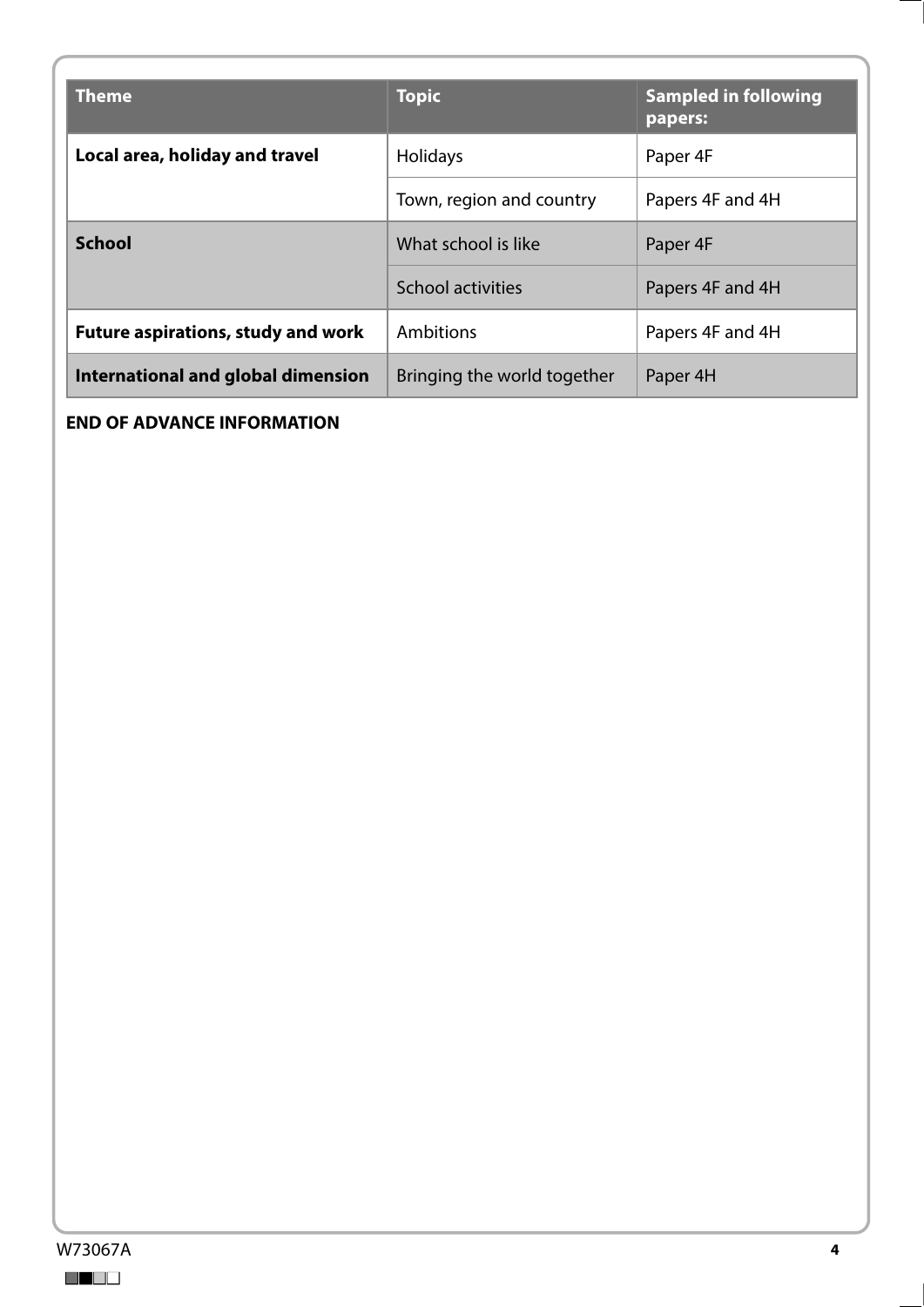| Theme | Topic | Sampled in following papers: |
| --- | --- | --- |
| **Local area, holiday and travel** | Holidays | Paper 4F |
| | Town, region and country | Papers 4F and 4H |
| **School** | What school is like | Paper 4F |
| | School activities | Papers 4F and 4H |
| **Future aspirations, study and work** | Ambitions | Papers 4F and 4H |
| **International and global dimension** | Bringing the world together | Paper 4H |

**END OF ADVANCE INFORMATION**